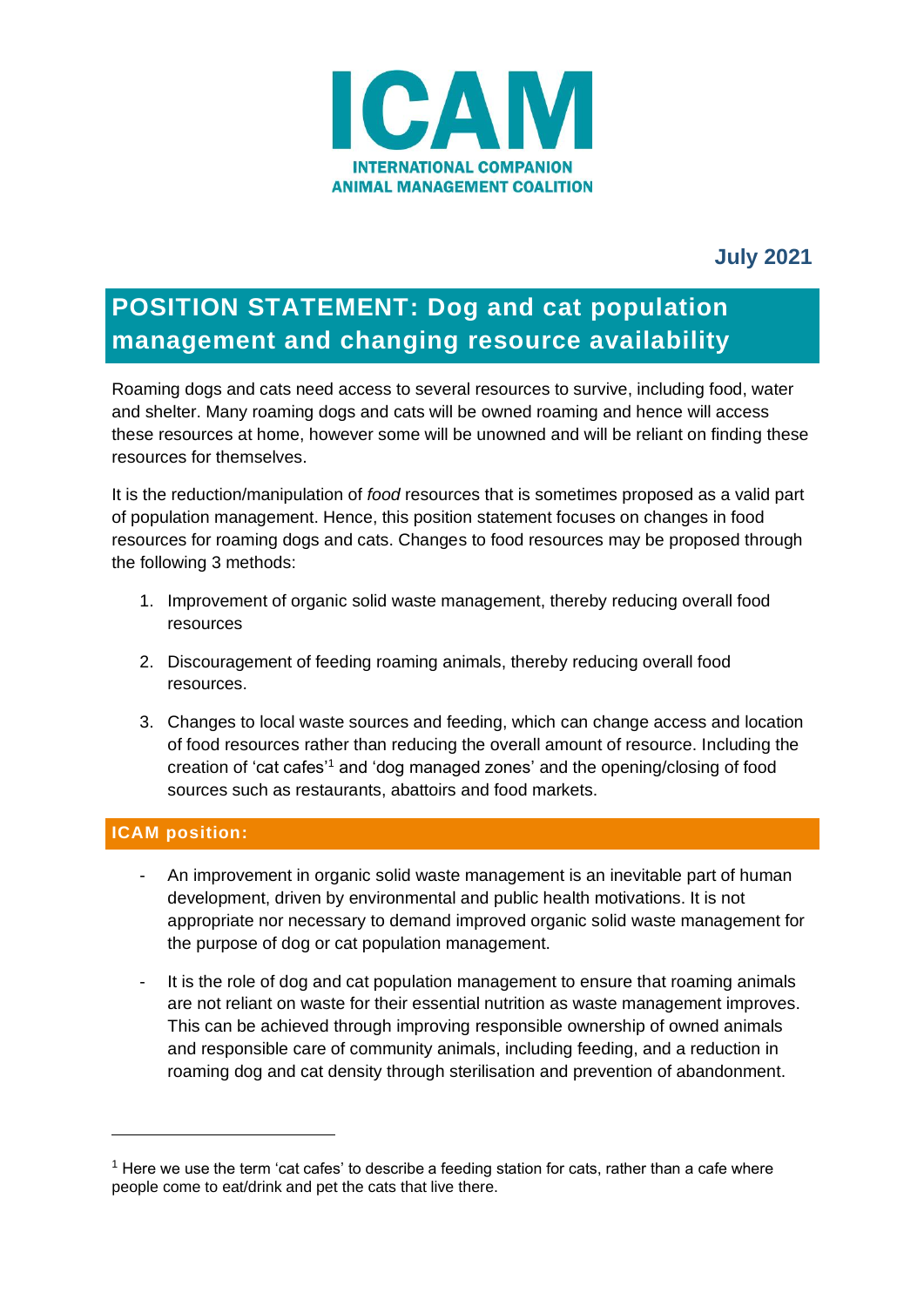# ICAM

INTERNATIONAL COMPANION ANIMAL MANAGEMENT COALITION

**July 2021**

## POSITION STATEMENT: Dog and cat population management and changing resource availability

Roaming dogs and cats need access to several resources to survive, including food, water and shelter. Many roaming dogs and cats will be owned roaming and hence will access these resources at home, however some will be unowned and will be reliant on finding these resources for themselves.

It is the reduction/manipulation of *food* resources that is sometimes proposed as a valid part of population management. Hence, this position statement focuses on changes in food resources for roaming dogs and cats. Changes to food resources may be proposed through the following 3 methods:

1. Improvement of organic solid waste management, thereby reducing overall food resources
2. Discouragement of feeding roaming animals, thereby reducing overall food resources.
3. Changes to local waste sources and feeding, which can change access and location of food resources rather than reducing the overall amount of resource. Including the creation of 'cat cafes'[1] and 'dog managed zones' and the opening/closing of food sources such as restaurants, abattoirs and food markets.

### ICAM position:

- An improvement in organic solid waste management is an inevitable part of human development, driven by environmental and public health motivations. It is not appropriate nor necessary to demand improved organic solid waste management for the purpose of dog or cat population management.
- It is the role of dog and cat population management to ensure that roaming animals are not reliant on waste for their essential nutrition as waste management improves. This can be achieved through improving responsible ownership of owned animals and responsible care of community animals, including feeding, and a reduction in roaming dog and cat density through sterilisation and prevention of abandonment.

[1] Here we use the term 'cat cafes' to describe a feeding station for cats, rather than a cafe where people come to eat/drink and pet the cats that live there.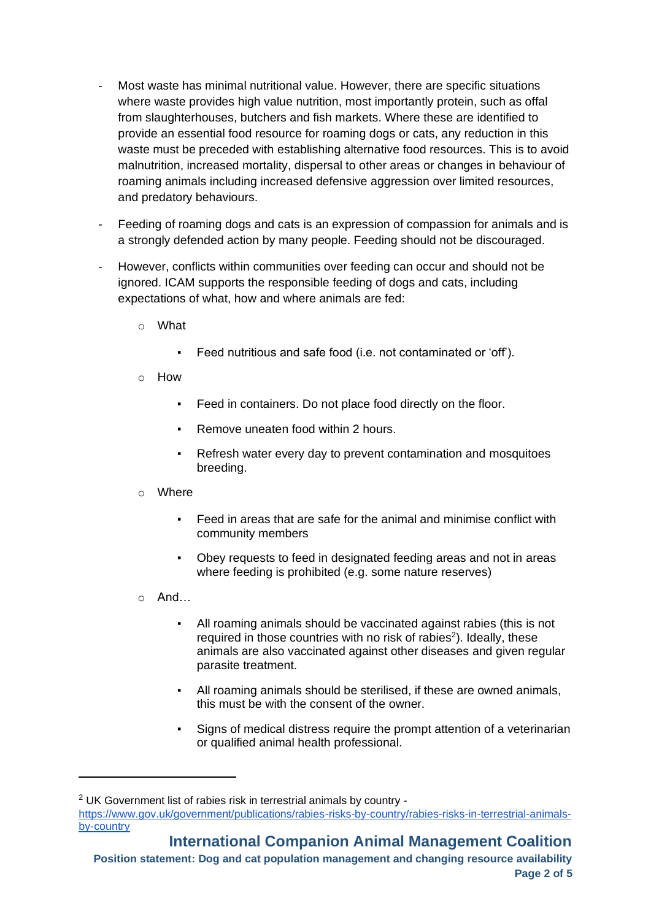- Most waste has minimal nutritional value. However, there are specific situations where waste provides high value nutrition, most importantly protein, such as offal from slaughterhouses, butchers and fish markets. Where these are identified to provide an essential food resource for roaming dogs or cats, any reduction in this waste must be preceded with establishing alternative food resources. This is to avoid malnutrition, increased mortality, dispersal to other areas or changes in behaviour of roaming animals including increased defensive aggression over limited resources, and predatory behaviours.

- Feeding of roaming dogs and cats is an expression of compassion for animals and is a strongly defended action by many people. Feeding should not be discouraged.

- However, conflicts within communities over feeding can occur and should not be ignored. ICAM supports the responsible feeding of dogs and cats, including expectations of what, how and where animals are fed:

  - What
    - Feed nutritious and safe food (i.e. not contaminated or 'off').
  - How
    - Feed in containers. Do not place food directly on the floor.
    - Remove uneaten food within 2 hours.
    - Refresh water every day to prevent contamination and mosquitoes breeding.
  - Where
    - Feed in areas that are safe for the animal and minimise conflict with community members
    - Obey requests to feed in designated feeding areas and not in areas where feeding is prohibited (e.g. some nature reserves)
  - And…
    - All roaming animals should be vaccinated against rabies (this is not required in those countries with no risk of rabies[2]). Ideally, these animals are also vaccinated against other diseases and given regular parasite treatment.
    - All roaming animals should be sterilised, if these are owned animals, this must be with the consent of the owner.
    - Signs of medical distress require the prompt attention of a veterinarian or qualified animal health professional.

---

[2] UK Government list of rabies risk in terrestrial animals by country - https://www.gov.uk/government/publications/rabies-risks-by-country/rabies-risks-in-terrestrial-animals-by-country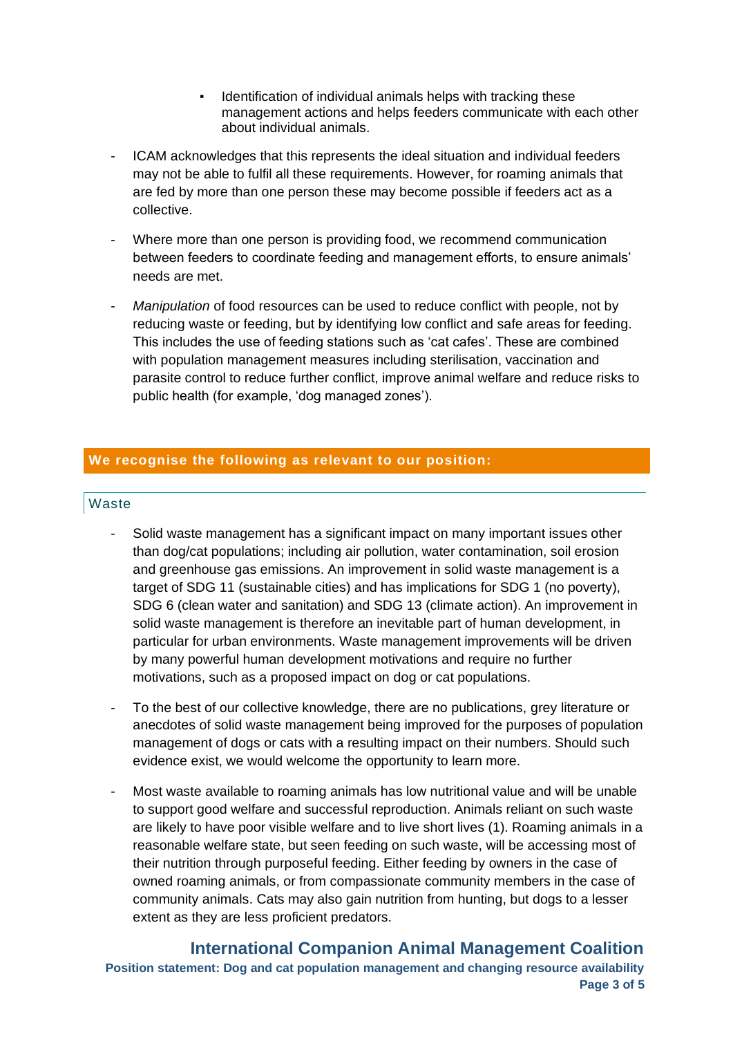- Identification of individual animals helps with tracking these management actions and helps feeders communicate with each other about individual animals.

- ICAM acknowledges that this represents the ideal situation and individual feeders may not be able to fulfil all these requirements. However, for roaming animals that are fed by more than one person these may become possible if feeders act as a collective.

- Where more than one person is providing food, we recommend communication between feeders to coordinate feeding and management efforts, to ensure animals' needs are met.

- *Manipulation* of food resources can be used to reduce conflict with people, not by reducing waste or feeding, but by identifying low conflict and safe areas for feeding. This includes the use of feeding stations such as 'cat cafes'. These are combined with population management measures including sterilisation, vaccination and parasite control to reduce further conflict, improve animal welfare and reduce risks to public health (for example, 'dog managed zones').

## We recognise the following as relevant to our position:

### Waste

- Solid waste management has a significant impact on many important issues other than dog/cat populations; including air pollution, water contamination, soil erosion and greenhouse gas emissions. An improvement in solid waste management is a target of SDG 11 (sustainable cities) and has implications for SDG 1 (no poverty), SDG 6 (clean water and sanitation) and SDG 13 (climate action). An improvement in solid waste management is therefore an inevitable part of human development, in particular for urban environments. Waste management improvements will be driven by many powerful human development motivations and require no further motivations, such as a proposed impact on dog or cat populations.

- To the best of our collective knowledge, there are no publications, grey literature or anecdotes of solid waste management being improved for the purposes of population management of dogs or cats with a resulting impact on their numbers. Should such evidence exist, we would welcome the opportunity to learn more.

- Most waste available to roaming animals has low nutritional value and will be unable to support good welfare and successful reproduction. Animals reliant on such waste are likely to have poor visible welfare and to live short lives (1). Roaming animals in a reasonable welfare state, but seen feeding on such waste, will be accessing most of their nutrition through purposeful feeding. Either feeding by owners in the case of owned roaming animals, or from compassionate community members in the case of community animals. Cats may also gain nutrition from hunting, but dogs to a lesser extent as they are less proficient predators.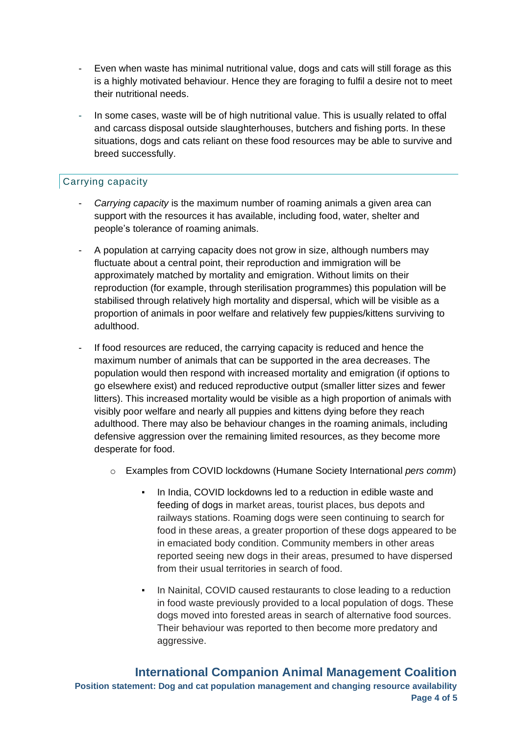- Even when waste has minimal nutritional value, dogs and cats will still forage as this is a highly motivated behaviour. Hence they are foraging to fulfil a desire not to meet their nutritional needs.
- In some cases, waste will be of high nutritional value. This is usually related to offal and carcass disposal outside slaughterhouses, butchers and fishing ports. In these situations, dogs and cats reliant on these food resources may be able to survive and breed successfully.

## Carrying capacity

- *Carrying capacity* is the maximum number of roaming animals a given area can support with the resources it has available, including food, water, shelter and people's tolerance of roaming animals.
- A population at carrying capacity does not grow in size, although numbers may fluctuate about a central point, their reproduction and immigration will be approximately matched by mortality and emigration. Without limits on their reproduction (for example, through sterilisation programmes) this population will be stabilised through relatively high mortality and dispersal, which will be visible as a proportion of animals in poor welfare and relatively few puppies/kittens surviving to adulthood.
- If food resources are reduced, the carrying capacity is reduced and hence the maximum number of animals that can be supported in the area decreases. The population would then respond with increased mortality and emigration (if options to go elsewhere exist) and reduced reproductive output (smaller litter sizes and fewer litters). This increased mortality would be visible as a high proportion of animals with visibly poor welfare and nearly all puppies and kittens dying before they reach adulthood. There may also be behaviour changes in the roaming animals, including defensive aggression over the remaining limited resources, as they become more desperate for food.
  - Examples from COVID lockdowns (Humane Society International *pers comm*)
    - In India, COVID lockdowns led to a reduction in edible waste and feeding of dogs in market areas, tourist places, bus depots and railways stations. Roaming dogs were seen continuing to search for food in these areas, a greater proportion of these dogs appeared to be in emaciated body condition. Community members in other areas reported seeing new dogs in their areas, presumed to have dispersed from their usual territories in search of food.
    - In Nainital, COVID caused restaurants to close leading to a reduction in food waste previously provided to a local population of dogs. These dogs moved into forested areas in search of alternative food sources. Their behaviour was reported to then become more predatory and aggressive.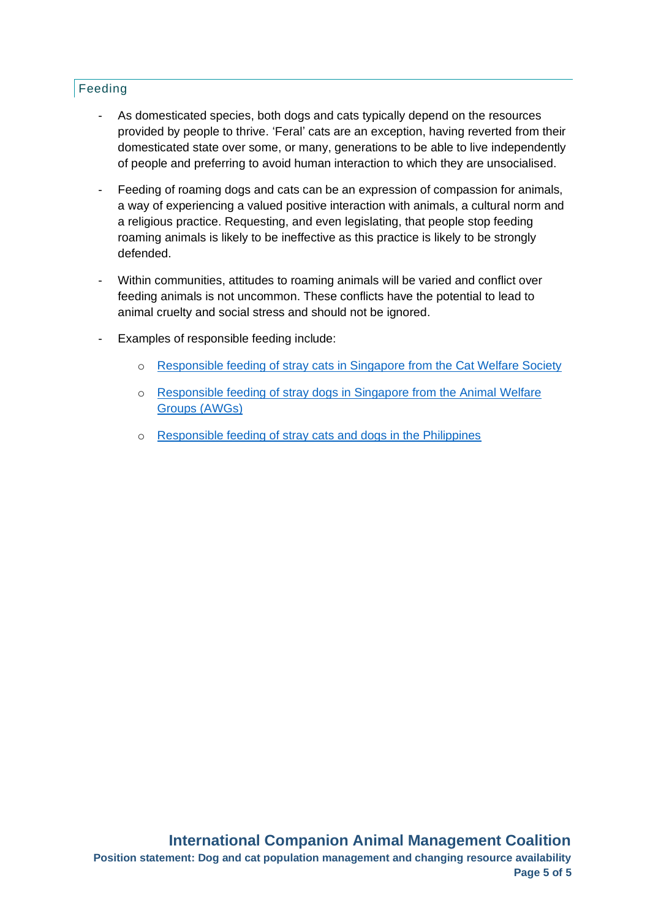## Feeding

- As domesticated species, both dogs and cats typically depend on the resources provided by people to thrive. 'Feral' cats are an exception, having reverted from their domesticated state over some, or many, generations to be able to live independently of people and preferring to avoid human interaction to which they are unsocialised.
- Feeding of roaming dogs and cats can be an expression of compassion for animals, a way of experiencing a valued positive interaction with animals, a cultural norm and a religious practice. Requesting, and even legislating, that people stop feeding roaming animals is likely to be ineffective as this practice is likely to be strongly defended.
- Within communities, attitudes to roaming animals will be varied and conflict over feeding animals is not uncommon. These conflicts have the potential to lead to animal cruelty and social stress and should not be ignored.
- Examples of responsible feeding include:
    - Responsible feeding of stray cats in Singapore from the Cat Welfare Society
    - Responsible feeding of stray dogs in Singapore from the Animal Welfare Groups (AWGs)
    - Responsible feeding of stray cats and dogs in the Philippines